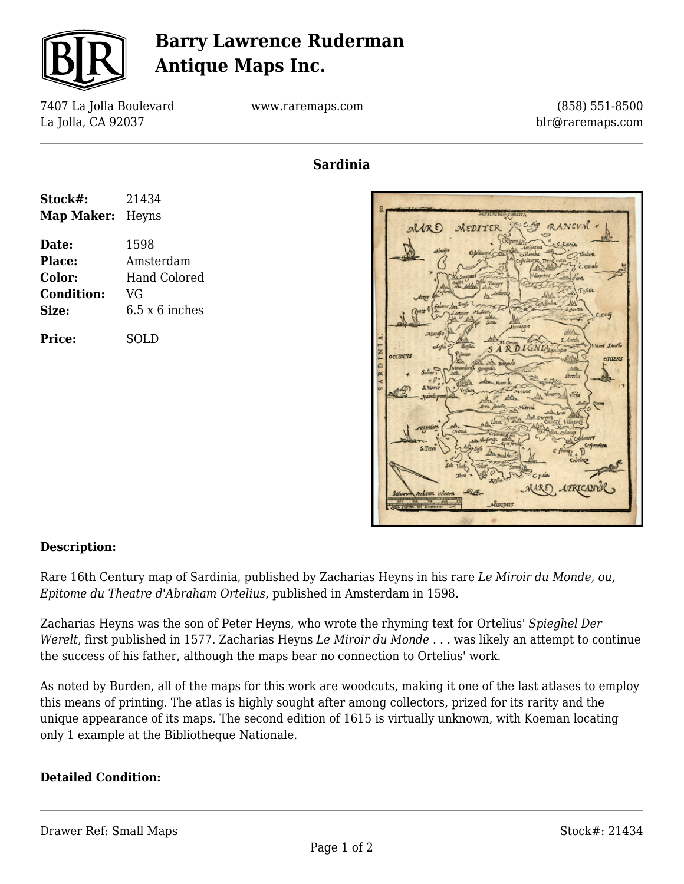# Barry Lawrence Ruderman Antique Maps Inc.

7407 La Jolla Boulevard
La Jolla, CA 92037

www.raremaps.com

(858) 551-8500
blr@raremaps.com

## Sardinia

| | |
|---|---|
| **Stock#:** | 21434 |
| **Map Maker:** | Heyns |
| **Date:** | 1598 |
| **Place:** | Amsterdam |
| **Color:** | Hand Colored |
| **Condition:** | VG |
| **Size:** | 6.5 x 6 inches |
| **Price:** | SOLD |

### Description:

Rare 16th Century map of Sardinia, published by Zacharias Heyns in his rare *Le Miroir du Monde, ou, Epitome du Theatre d'Abraham Ortelius*, published in Amsterdam in 1598.

Zacharias Heyns was the son of Peter Heyns, who wrote the rhyming text for Ortelius' *Spieghel Der Werelt*, first published in 1577. Zacharias Heyns *Le Miroir du Monde . . .* was likely an attempt to continue the success of his father, although the maps bear no connection to Ortelius' work.

As noted by Burden, all of the maps for this work are woodcuts, making it one of the last atlases to employ this means of printing. The atlas is highly sought after among collectors, prized for its rarity and the unique appearance of its maps. The second edition of 1615 is virtually unknown, with Koeman locating only 1 example at the Bibliotheque Nationale.

### Detailed Condition:

Drawer Ref: Small Maps

Stock#: 21434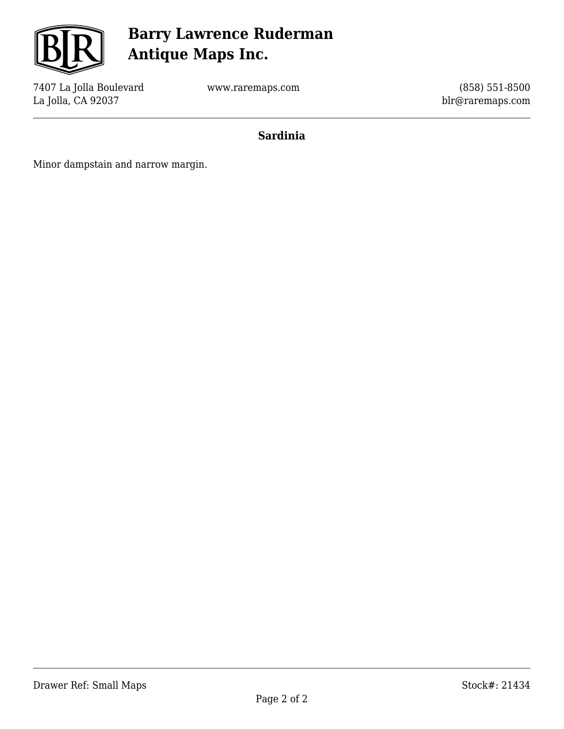**Sardinia**

Minor dampstain and narrow margin.